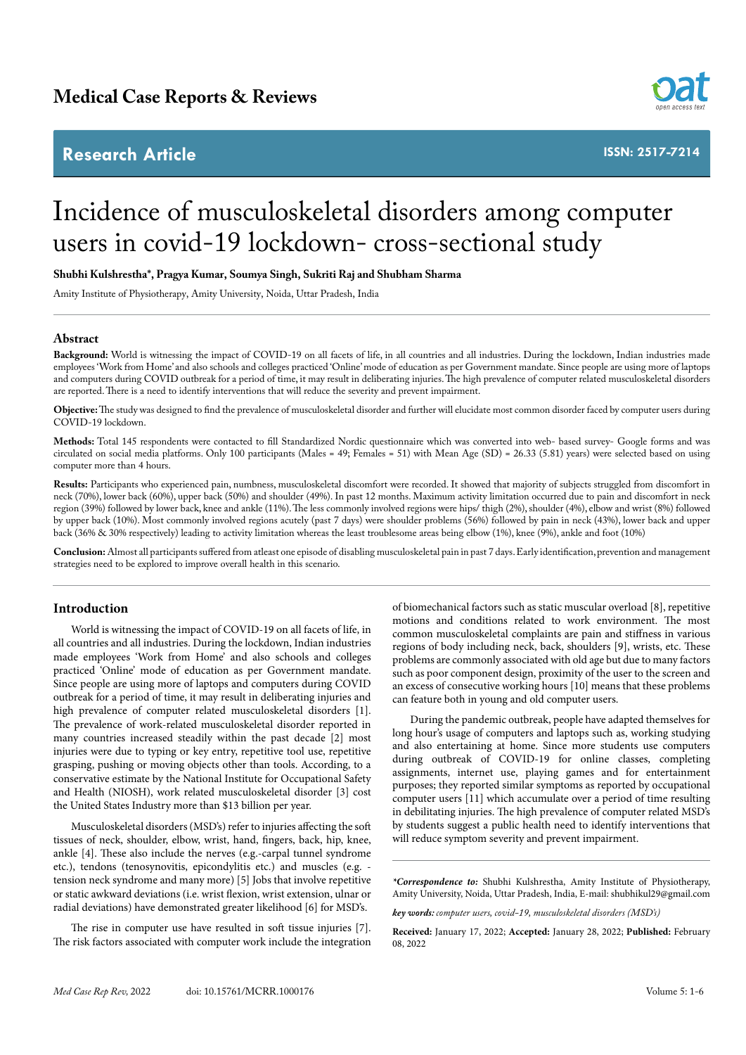Medical Case Reports & Reviews

Research Article

ISSN: 2517-7214

# Incidence of musculoskeletal disorders among computer users in covid-19 lockdown- cross-sectional study

**Shubhi Kulshrestha\*, Pragya Kumar, Soumya Singh, Sukriti Raj and Shubham Sharma**

Amity Institute of Physiotherapy, Amity University, Noida, Uttar Pradesh, India

## Abstract

**Background:** World is witnessing the impact of COVID-19 on all facets of life, in all countries and all industries. During the lockdown, Indian industries made employees 'Work from Home' and also schools and colleges practiced 'Online' mode of education as per Government mandate. Since people are using more of laptops and computers during COVID outbreak for a period of time, it may result in deliberating injuries. The high prevalence of computer related musculoskeletal disorders are reported. There is a need to identify interventions that will reduce the severity and prevent impairment.

**Objective:** The study was designed to find the prevalence of musculoskeletal disorder and further will elucidate most common disorder faced by computer users during COVID-19 lockdown.

**Methods:** Total 145 respondents were contacted to fill Standardized Nordic questionnaire which was converted into web- based survey- Google forms and was circulated on social media platforms. Only 100 participants (Males = 49; Females = 51) with Mean Age (SD) = 26.33 (5.81) years) were selected based on using computer more than 4 hours.

**Results:** Participants who experienced pain, numbness, musculoskeletal discomfort were recorded. It showed that majority of subjects struggled from discomfort in neck (70%), lower back (60%), upper back (50%) and shoulder (49%). In past 12 months. Maximum activity limitation occurred due to pain and discomfort in neck region (39%) followed by lower back, knee and ankle (11%). The less commonly involved regions were hips/ thigh (2%), shoulder (4%), elbow and wrist (8%) followed by upper back (10%). Most commonly involved regions acutely (past 7 days) were shoulder problems (56%) followed by pain in neck (43%), lower back and upper back (36% & 30% respectively) leading to activity limitation whereas the least troublesome areas being elbow (1%), knee (9%), ankle and foot (10%)

**Conclusion:** Almost all participants suffered from atleast one episode of disabling musculoskeletal pain in past 7 days. Early identification, prevention and management strategies need to be explored to improve overall health in this scenario.

## Introduction

World is witnessing the impact of COVID-19 on all facets of life, in all countries and all industries. During the lockdown, Indian industries made employees 'Work from Home' and also schools and colleges practiced 'Online' mode of education as per Government mandate. Since people are using more of laptops and computers during COVID outbreak for a period of time, it may result in deliberating injuries and high prevalence of computer related musculoskeletal disorders [1]. The prevalence of work-related musculoskeletal disorder reported in many countries increased steadily within the past decade [2] most injuries were due to typing or key entry, repetitive tool use, repetitive grasping, pushing or moving objects other than tools. According, to a conservative estimate by the National Institute for Occupational Safety and Health (NIOSH), work related musculoskeletal disorder [3] cost the United States Industry more than $13 billion per year.

Musculoskeletal disorders (MSD's) refer to injuries affecting the soft tissues of neck, shoulder, elbow, wrist, hand, fingers, back, hip, knee, ankle [4]. These also include the nerves (e.g.-carpal tunnel syndrome etc.), tendons (tenosynovitis, epicondylitis etc.) and muscles (e.g. -tension neck syndrome and many more) [5] Jobs that involve repetitive or static awkward deviations (i.e. wrist flexion, wrist extension, ulnar or radial deviations) have demonstrated greater likelihood [6] for MSD's.

The rise in computer use have resulted in soft tissue injuries [7]. The risk factors associated with computer work include the integration of biomechanical factors such as static muscular overload [8], repetitive motions and conditions related to work environment. The most common musculoskeletal complaints are pain and stiffness in various regions of body including neck, back, shoulders [9], wrists, etc. These problems are commonly associated with old age but due to many factors such as poor component design, proximity of the user to the screen and an excess of consecutive working hours [10] means that these problems can feature both in young and old computer users.

During the pandemic outbreak, people have adapted themselves for long hour's usage of computers and laptops such as, working studying and also entertaining at home. Since more students use computers during outbreak of COVID-19 for online classes, completing assignments, internet use, playing games and for entertainment purposes; they reported similar symptoms as reported by occupational computer users [11] which accumulate over a period of time resulting in debilitating injuries. The high prevalence of computer related MSD's by students suggest a public health need to identify interventions that will reduce symptom severity and prevent impairment.

*\*Correspondence to:* Shubhi Kulshrestha, Amity Institute of Physiotherapy, Amity University, Noida, Uttar Pradesh, India, E-mail: shubhikul29@gmail.com

*key words: computer users, covid-19, musculoskeletal disorders (MSD's)*

**Received:** January 17, 2022; **Accepted:** January 28, 2022; **Published:** February 08, 2022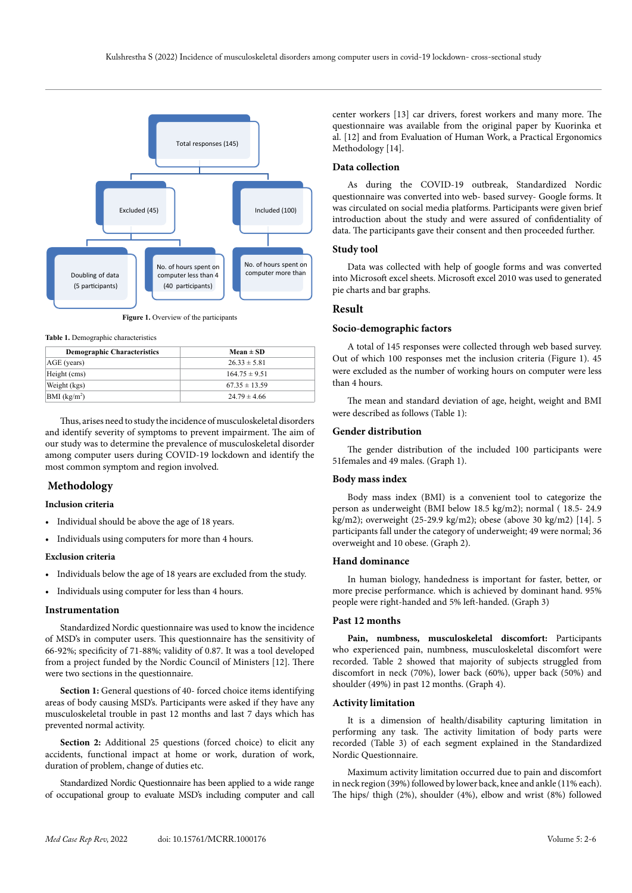Total responses (145)

Excluded (45)

Included (100)

Doubling of data (5 participants)

No. of hours spent on computer less than 4 (40 participants)

No. of hours spent on computer more than

**Figure 1.** Overview of the participants

**Table 1.** Demographic characteristics

| Demographic Characteristics | Mean ± SD |
|---|---|
| AGE (years) | 26.33 ± 5.81 |
| Height (cms) | 164.75 ± 9.51 |
| Weight (kgs) | 67.35 ± 13.59 |
| BMI (kg/m²) | 24.79 ± 4.66 |

Thus, arises need to study the incidence of musculoskeletal disorders and identify severity of symptoms to prevent impairment. The aim of our study was to determine the prevalence of musculoskeletal disorder among computer users during COVID-19 lockdown and identify the most common symptom and region involved.

## Methodology

### Inclusion criteria

- Individual should be above the age of 18 years.
- Individuals using computers for more than 4 hours.

### Exclusion criteria

- Individuals below the age of 18 years are excluded from the study.
- Individuals using computer for less than 4 hours.

### Instrumentation

Standardized Nordic questionnaire was used to know the incidence of MSD's in computer users. This questionnaire has the sensitivity of 66-92%; specificity of 71-88%; validity of 0.87. It was a tool developed from a project funded by the Nordic Council of Ministers [12]. There were two sections in the questionnaire.

**Section 1:** General questions of 40- forced choice items identifying areas of body causing MSD's. Participants were asked if they have any musculoskeletal trouble in past 12 months and last 7 days which has prevented normal activity.

**Section 2:** Additional 25 questions (forced choice) to elicit any accidents, functional impact at home or work, duration of work, duration of problem, change of duties etc.

Standardized Nordic Questionnaire has been applied to a wide range of occupational group to evaluate MSD's including computer and call center workers [13] car drivers, forest workers and many more. The questionnaire was available from the original paper by Kuorinka et al. [12] and from Evaluation of Human Work, a Practical Ergonomics Methodology [14].

### Data collection

As during the COVID-19 outbreak, Standardized Nordic questionnaire was converted into web- based survey- Google forms. It was circulated on social media platforms. Participants were given brief introduction about the study and were assured of confidentiality of data. The participants gave their consent and then proceeded further.

### Study tool

Data was collected with help of google forms and was converted into Microsoft excel sheets. Microsoft excel 2010 was used to generated pie charts and bar graphs.

## Result

### Socio-demographic factors

A total of 145 responses were collected through web based survey. Out of which 100 responses met the inclusion criteria (Figure 1). 45 were excluded as the number of working hours on computer were less than 4 hours.

The mean and standard deviation of age, height, weight and BMI were described as follows (Table 1):

### Gender distribution

The gender distribution of the included 100 participants were 51females and 49 males. (Graph 1).

### Body mass index

Body mass index (BMI) is a convenient tool to categorize the person as underweight (BMI below 18.5 kg/m2); normal ( 18.5- 24.9 kg/m2); overweight (25-29.9 kg/m2); obese (above 30 kg/m2) [14]. 5 participants fall under the category of underweight; 49 were normal; 36 overweight and 10 obese. (Graph 2).

### Hand dominance

In human biology, handedness is important for faster, better, or more precise performance. which is achieved by dominant hand. 95% people were right-handed and 5% left-handed. (Graph 3)

### Past 12 months

**Pain, numbness, musculoskeletal discomfort:** Participants who experienced pain, numbness, musculoskeletal discomfort were recorded. Table 2 showed that majority of subjects struggled from discomfort in neck (70%), lower back (60%), upper back (50%) and shoulder (49%) in past 12 months. (Graph 4).

### Activity limitation

It is a dimension of health/disability capturing limitation in performing any task. The activity limitation of body parts were recorded (Table 3) of each segment explained in the Standardized Nordic Questionnaire.

Maximum activity limitation occurred due to pain and discomfort in neck region (39%) followed by lower back, knee and ankle (11% each). The hips/ thigh (2%), shoulder (4%), elbow and wrist (8%) followed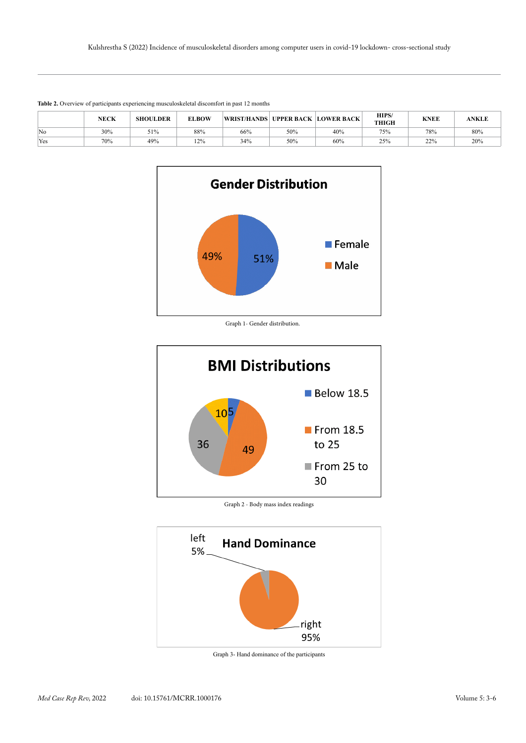**Table 2.** Overview of participants experiencing musculoskeletal discomfort in past 12 months

| | NECK | SHOULDER | ELBOW | WRIST/HANDS | UPPER BACK | LOWER BACK | HIPS/ THIGH | KNEE | ANKLE |
|---|---|---|---|---|---|---|---|---|---|
| No | 30% | 51% | 88% | 66% | 50% | 40% | 75% | 78% | 80% |
| Yes | 70% | 49% | 12% | 34% | 50% | 60% | 25% | 22% | 20% |

Graph 1- Gender distribution.

Graph 2 - Body mass index readings

Graph 3- Hand dominance of the participants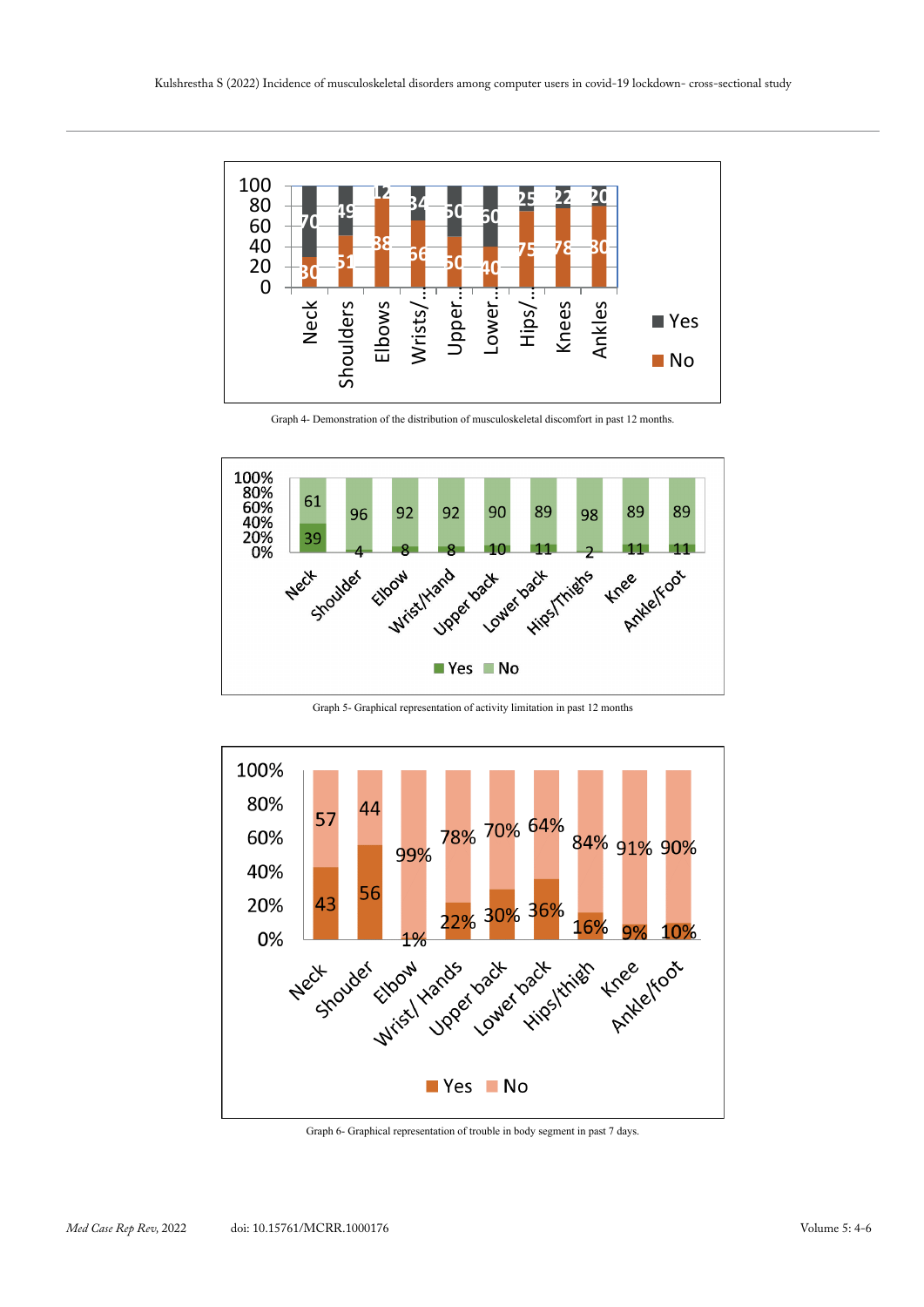| | Neck | Shoulders | Elbows | Wrists/… | Upper… | Lower… | Hips/… | Knees | Ankles |
|---|---|---|---|---|---|---|---|---|---|
| Yes | 70 | 49 | 12 | 34 | 50 | 60 | 25 | 22 | 20 |
| No | 30 | 51 | 88 | 66 | 50 | 40 | 75 | 78 | 80 |

Graph 4- Demonstration of the distribution of musculoskeletal discomfort in past 12 months.

| | Neck | Shoulder | Elbow | Wrist/Hand | Upper back | Lower back | Hips/Thighs | Knee | Ankle/Foot |
|---|---|---|---|---|---|---|---|---|---|
| Yes | 39 | 4 | 8 | 8 | 10 | 11 | 2 | 11 | 11 |
| No | 61 | 96 | 92 | 92 | 90 | 89 | 98 | 89 | 89 |

Graph 5- Graphical representation of activity limitation in past 12 months

| | Neck | Shouder | Elbow | Wrist/ Hands | Upper back | Lower back | Hips/thigh | Knee | Ankle/foot |
|---|---|---|---|---|---|---|---|---|---|
| Yes | 43 | 56 | 1% | 22% | 30% | 36% | 16% | 9% | 10% |
| No | 57 | 44 | 99% | 78% | 70% | 64% | 84% | 91% | 90% |

Graph 6- Graphical representation of trouble in body segment in past 7 days.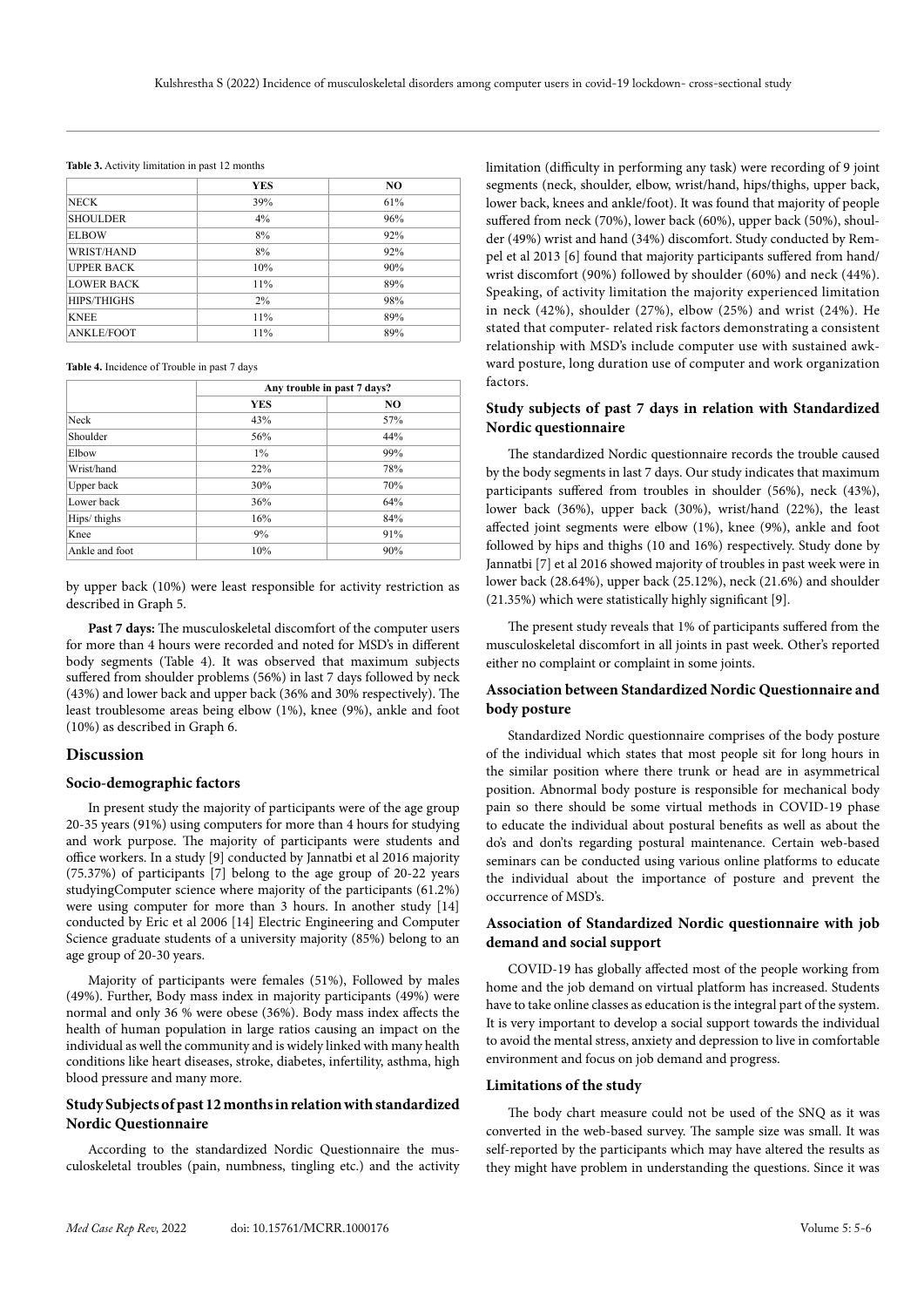**Table 3.** Activity limitation in past 12 months

| | YES | NO |
|---|---|---|
| NECK | 39% | 61% |
| SHOULDER | 4% | 96% |
| ELBOW | 8% | 92% |
| WRIST/HAND | 8% | 92% |
| UPPER BACK | 10% | 90% |
| LOWER BACK | 11% | 89% |
| HIPS/THIGHS | 2% | 98% |
| KNEE | 11% | 89% |
| ANKLE/FOOT | 11% | 89% |

**Table 4.** Incidence of Trouble in past 7 days

| | Any trouble in past 7 days? | |
|---|---|---|
| | YES | NO |
| Neck | 43% | 57% |
| Shoulder | 56% | 44% |
| Elbow | 1% | 99% |
| Wrist/hand | 22% | 78% |
| Upper back | 30% | 70% |
| Lower back | 36% | 64% |
| Hips/ thighs | 16% | 84% |
| Knee | 9% | 91% |
| Ankle and foot | 10% | 90% |

by upper back (10%) were least responsible for activity restriction as described in Graph 5.

**Past 7 days:** The musculoskeletal discomfort of the computer users for more than 4 hours were recorded and noted for MSD's in different body segments (Table 4). It was observed that maximum subjects suffered from shoulder problems (56%) in last 7 days followed by neck (43%) and lower back and upper back (36% and 30% respectively). The least troublesome areas being elbow (1%), knee (9%), ankle and foot (10%) as described in Graph 6.

## Discussion

### Socio-demographic factors

In present study the majority of participants were of the age group 20-35 years (91%) using computers for more than 4 hours for studying and work purpose. The majority of participants were students and office workers. In a study [9] conducted by Jannatbi et al 2016 majority (75.37%) of participants [7] belong to the age group of 20-22 years studyingComputer science where majority of the participants (61.2%) were using computer for more than 3 hours. In another study [14] conducted by Eric et al 2006 [14] Electric Engineering and Computer Science graduate students of a university majority (85%) belong to an age group of 20-30 years.

Majority of participants were females (51%), Followed by males (49%). Further, Body mass index in majority participants (49%) were normal and only 36 % were obese (36%). Body mass index affects the health of human population in large ratios causing an impact on the individual as well the community and is widely linked with many health conditions like heart diseases, stroke, diabetes, infertility, asthma, high blood pressure and many more.

### Study Subjects of past 12 months in relation with standardized Nordic Questionnaire

According to the standardized Nordic Questionnaire the musculoskeletal troubles (pain, numbness, tingling etc.) and the activity limitation (difficulty in performing any task) were recording of 9 joint segments (neck, shoulder, elbow, wrist/hand, hips/thighs, upper back, lower back, knees and ankle/foot). It was found that majority of people suffered from neck (70%), lower back (60%), upper back (50%), shoulder (49%) wrist and hand (34%) discomfort. Study conducted by Rempel et al 2013 [6] found that majority participants suffered from hand/ wrist discomfort (90%) followed by shoulder (60%) and neck (44%). Speaking, of activity limitation the majority experienced limitation in neck (42%), shoulder (27%), elbow (25%) and wrist (24%). He stated that computer- related risk factors demonstrating a consistent relationship with MSD's include computer use with sustained awkward posture, long duration use of computer and work organization factors.

### Study subjects of past 7 days in relation with Standardized Nordic questionnaire

The standardized Nordic questionnaire records the trouble caused by the body segments in last 7 days. Our study indicates that maximum participants suffered from troubles in shoulder (56%), neck (43%), lower back (36%), upper back (30%), wrist/hand (22%), the least affected joint segments were elbow (1%), knee (9%), ankle and foot followed by hips and thighs (10 and 16%) respectively. Study done by Jannatbi [7] et al 2016 showed majority of troubles in past week were in lower back (28.64%), upper back (25.12%), neck (21.6%) and shoulder (21.35%) which were statistically highly significant [9].

The present study reveals that 1% of participants suffered from the musculoskeletal discomfort in all joints in past week. Other's reported either no complaint or complaint in some joints.

### Association between Standardized Nordic Questionnaire and body posture

Standardized Nordic questionnaire comprises of the body posture of the individual which states that most people sit for long hours in the similar position where there trunk or head are in asymmetrical position. Abnormal body posture is responsible for mechanical body pain so there should be some virtual methods in COVID-19 phase to educate the individual about postural benefits as well as about the do's and don'ts regarding postural maintenance. Certain web-based seminars can be conducted using various online platforms to educate the individual about the importance of posture and prevent the occurrence of MSD's.

### Association of Standardized Nordic questionnaire with job demand and social support

COVID-19 has globally affected most of the people working from home and the job demand on virtual platform has increased. Students have to take online classes as education is the integral part of the system. It is very important to develop a social support towards the individual to avoid the mental stress, anxiety and depression to live in comfortable environment and focus on job demand and progress.

### Limitations of the study

The body chart measure could not be used of the SNQ as it was converted in the web-based survey. The sample size was small. It was self-reported by the participants which may have altered the results as they might have problem in understanding the questions. Since it was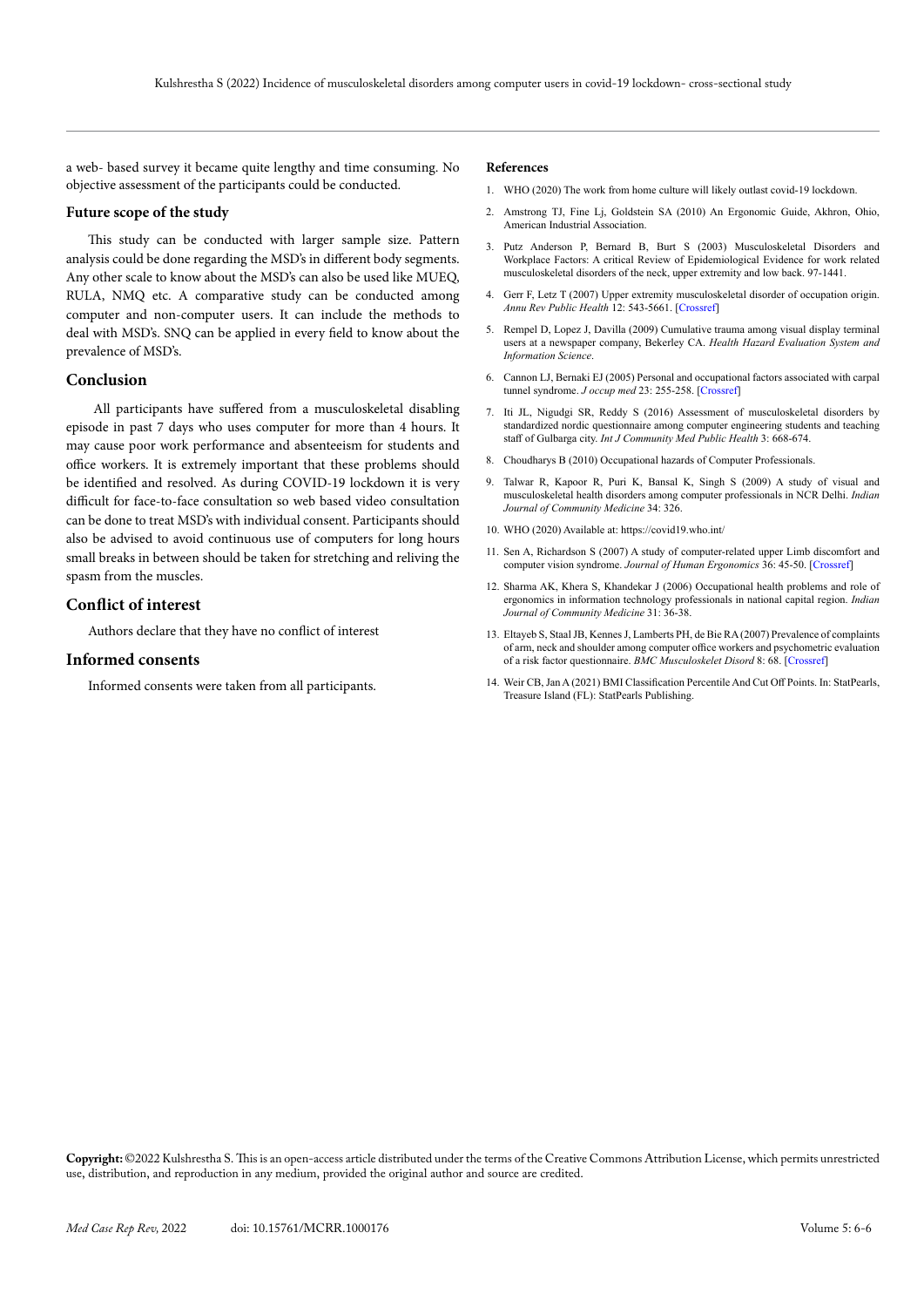a web- based survey it became quite lengthy and time consuming. No objective assessment of the participants could be conducted.

### Future scope of the study

This study can be conducted with larger sample size. Pattern analysis could be done regarding the MSD's in different body segments. Any other scale to know about the MSD's can also be used like MUEQ, RULA, NMQ etc. A comparative study can be conducted among computer and non-computer users. It can include the methods to deal with MSD's. SNQ can be applied in every field to know about the prevalence of MSD's.

## Conclusion

All participants have suffered from a musculoskeletal disabling episode in past 7 days who uses computer for more than 4 hours. It may cause poor work performance and absenteeism for students and office workers. It is extremely important that these problems should be identified and resolved. As during COVID-19 lockdown it is very difficult for face-to-face consultation so web based video consultation can be done to treat MSD's with individual consent. Participants should also be advised to avoid continuous use of computers for long hours small breaks in between should be taken for stretching and reliving the spasm from the muscles.

## Conflict of interest

Authors declare that they have no conflict of interest

## Informed consents

Informed consents were taken from all participants.

### References

1. WHO (2020) The work from home culture will likely outlast covid-19 lockdown.
2. Amstrong TJ, Fine Lj, Goldstein SA (2010) An Ergonomic Guide, Akhron, Ohio, American Industrial Association.
3. Putz Anderson P, Bernard B, Burt S (2003) Musculoskeletal Disorders and Workplace Factors: A critical Review of Epidemiological Evidence for work related musculoskeletal disorders of the neck, upper extremity and low back. 97-1441.
4. Gerr F, Letz T (2007) Upper extremity musculoskeletal disorder of occupation origin. *Annu Rev Public Health* 12: 543-5661. [Crossref]
5. Rempel D, Lopez J, Davilla (2009) Cumulative trauma among visual display terminal users at a newspaper company, Bekerley CA. *Health Hazard Evaluation System and Information Science*.
6. Cannon LJ, Bernaki EJ (2005) Personal and occupational factors associated with carpal tunnel syndrome. *J occup med* 23: 255-258. [Crossref]
7. Iti JL, Nigudgi SR, Reddy S (2016) Assessment of musculoskeletal disorders by standardized nordic questionnaire among computer engineering students and teaching staff of Gulbarga city. *Int J Community Med Public Health* 3: 668-674.
8. Choudharys B (2010) Occupational hazards of Computer Professionals.
9. Talwar R, Kapoor R, Puri K, Bansal K, Singh S (2009) A study of visual and musculoskeletal health disorders among computer professionals in NCR Delhi. *Indian Journal of Community Medicine* 34: 326.
10. WHO (2020) Available at: https://covid19.who.int/
11. Sen A, Richardson S (2007) A study of computer-related upper Limb discomfort and computer vision syndrome. *Journal of Human Ergonomics* 36: 45-50. [Crossref]
12. Sharma AK, Khera S, Khandekar J (2006) Occupational health problems and role of ergonomics in information technology professionals in national capital region. *Indian Journal of Community Medicine* 31: 36-38.
13. Eltayeb S, Staal JB, Kennes J, Lamberts PH, de Bie RA (2007) Prevalence of complaints of arm, neck and shoulder among computer office workers and psychometric evaluation of a risk factor questionnaire. *BMC Musculoskelet Disord* 8: 68. [Crossref]
14. Weir CB, Jan A (2021) BMI Classification Percentile And Cut Off Points. In: StatPearls, Treasure Island (FL): StatPearls Publishing.

**Copyright:** ©2022 Kulshrestha S. This is an open-access article distributed under the terms of the Creative Commons Attribution License, which permits unrestricted use, distribution, and reproduction in any medium, provided the original author and source are credited.